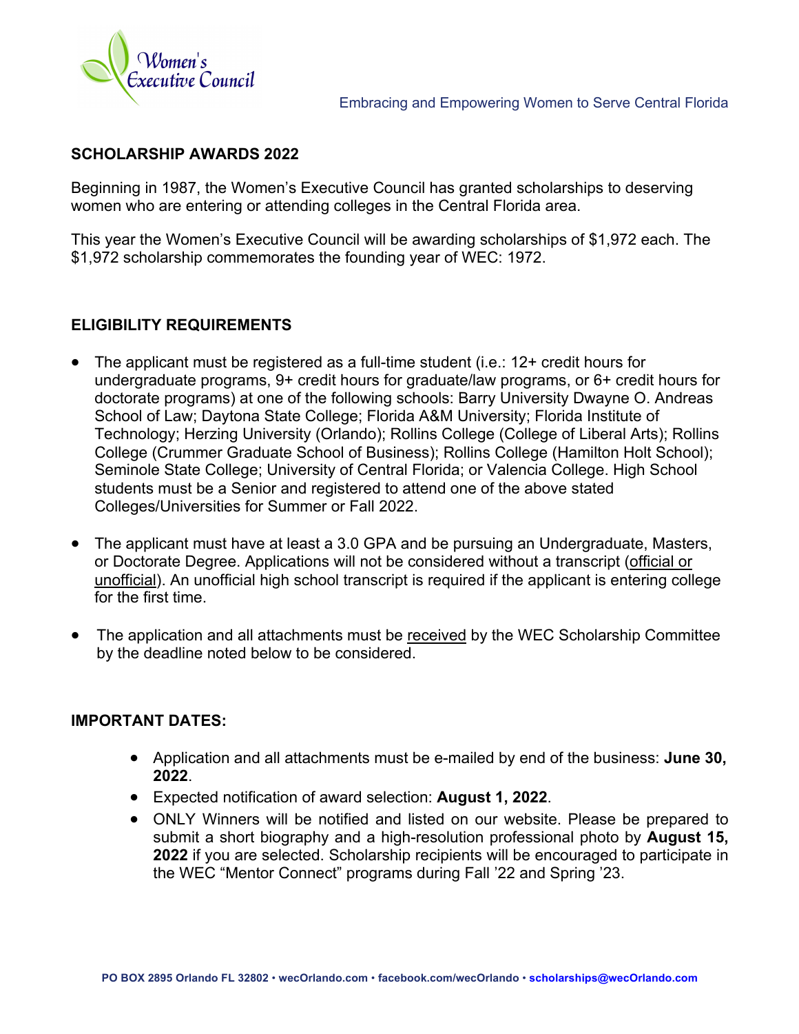Women's Executive Council

Embracing and Empowering Women to Serve Central Florida

## SCHOLARSHIP AWARDS 2022

Beginning in 1987, the Women's Executive Council has granted scholarships to deserving women who are entering or attending colleges in the Central Florida area.

This year the Women's Executive Council will be awarding scholarships of $1,972 each. The $1,972 scholarship commemorates the founding year of WEC: 1972.

## ELIGIBILITY REQUIREMENTS

- The applicant must be registered as a full-time student (i.e.: 12+ credit hours for undergraduate programs, 9+ credit hours for graduate/law programs, or 6+ credit hours for doctorate programs) at one of the following schools: Barry University Dwayne O. Andreas School of Law; Daytona State College; Florida A&M University; Florida Institute of Technology; Herzing University (Orlando); Rollins College (College of Liberal Arts); Rollins College (Crummer Graduate School of Business); Rollins College (Hamilton Holt School); Seminole State College; University of Central Florida; or Valencia College. High School students must be a Senior and registered to attend one of the above stated Colleges/Universities for Summer or Fall 2022.
- The applicant must have at least a 3.0 GPA and be pursuing an Undergraduate, Masters, or Doctorate Degree. Applications will not be considered without a transcript (official or unofficial). An unofficial high school transcript is required if the applicant is entering college for the first time.
- The application and all attachments must be received by the WEC Scholarship Committee by the deadline noted below to be considered.

## IMPORTANT DATES:

- Application and all attachments must be e-mailed by end of the business: **June 30, 2022**.
- Expected notification of award selection: **August 1, 2022**.
- ONLY Winners will be notified and listed on our website. Please be prepared to submit a short biography and a high-resolution professional photo by **August 15, 2022** if you are selected. Scholarship recipients will be encouraged to participate in the WEC "Mentor Connect" programs during Fall '22 and Spring '23.

PO BOX 2895 Orlando FL 32802 • wecOrlando.com • facebook.com/wecOrlando • scholarships@wecOrlando.com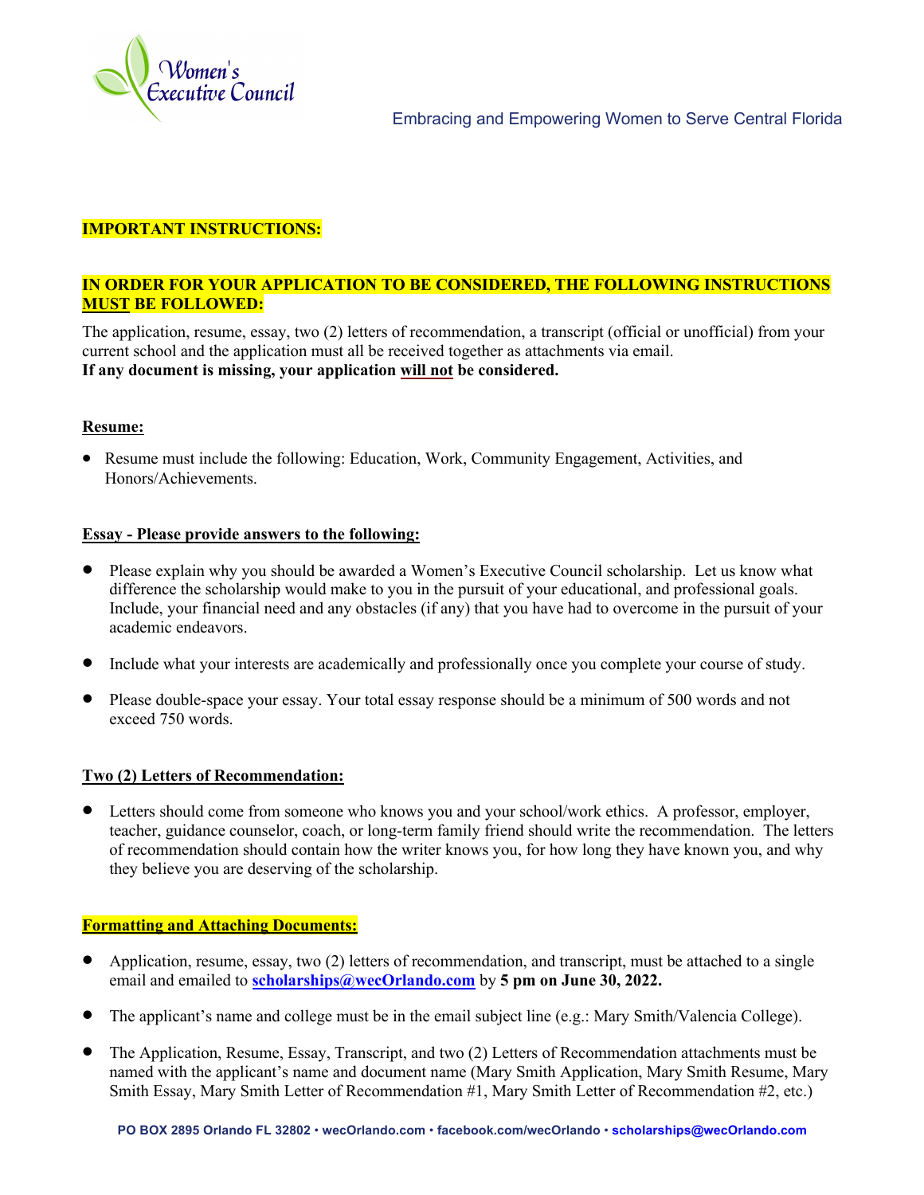Women's Executive Council

Embracing and Empowering Women to Serve Central Florida

**IMPORTANT INSTRUCTIONS:**

**IN ORDER FOR YOUR APPLICATION TO BE CONSIDERED, THE FOLLOWING INSTRUCTIONS MUST BE FOLLOWED:**

The application, resume, essay, two (2) letters of recommendation, a transcript (official or unofficial) from your current school and the application must all be received together as attachments via email.
**If any document is missing, your application will not be considered.**

**Resume:**

- Resume must include the following: Education, Work, Community Engagement, Activities, and Honors/Achievements.

**Essay - Please provide answers to the following:**

- Please explain why you should be awarded a Women's Executive Council scholarship. Let us know what difference the scholarship would make to you in the pursuit of your educational, and professional goals. Include, your financial need and any obstacles (if any) that you have had to overcome in the pursuit of your academic endeavors.
- Include what your interests are academically and professionally once you complete your course of study.
- Please double-space your essay. Your total essay response should be a minimum of 500 words and not exceed 750 words.

**Two (2) Letters of Recommendation:**

- Letters should come from someone who knows you and your school/work ethics. A professor, employer, teacher, guidance counselor, coach, or long-term family friend should write the recommendation. The letters of recommendation should contain how the writer knows you, for how long they have known you, and why they believe you are deserving of the scholarship.

**Formatting and Attaching Documents:**

- Application, resume, essay, two (2) letters of recommendation, and transcript, must be attached to a single email and emailed to **scholarships@wecOrlando.com** by **5 pm on June 30, 2022.**
- The applicant's name and college must be in the email subject line (e.g.: Mary Smith/Valencia College).
- The Application, Resume, Essay, Transcript, and two (2) Letters of Recommendation attachments must be named with the applicant's name and document name (Mary Smith Application, Mary Smith Resume, Mary Smith Essay, Mary Smith Letter of Recommendation #1, Mary Smith Letter of Recommendation #2, etc.)

**PO BOX 2895 Orlando FL 32802 • wecOrlando.com • facebook.com/wecOrlando • scholarships@wecOrlando.com**